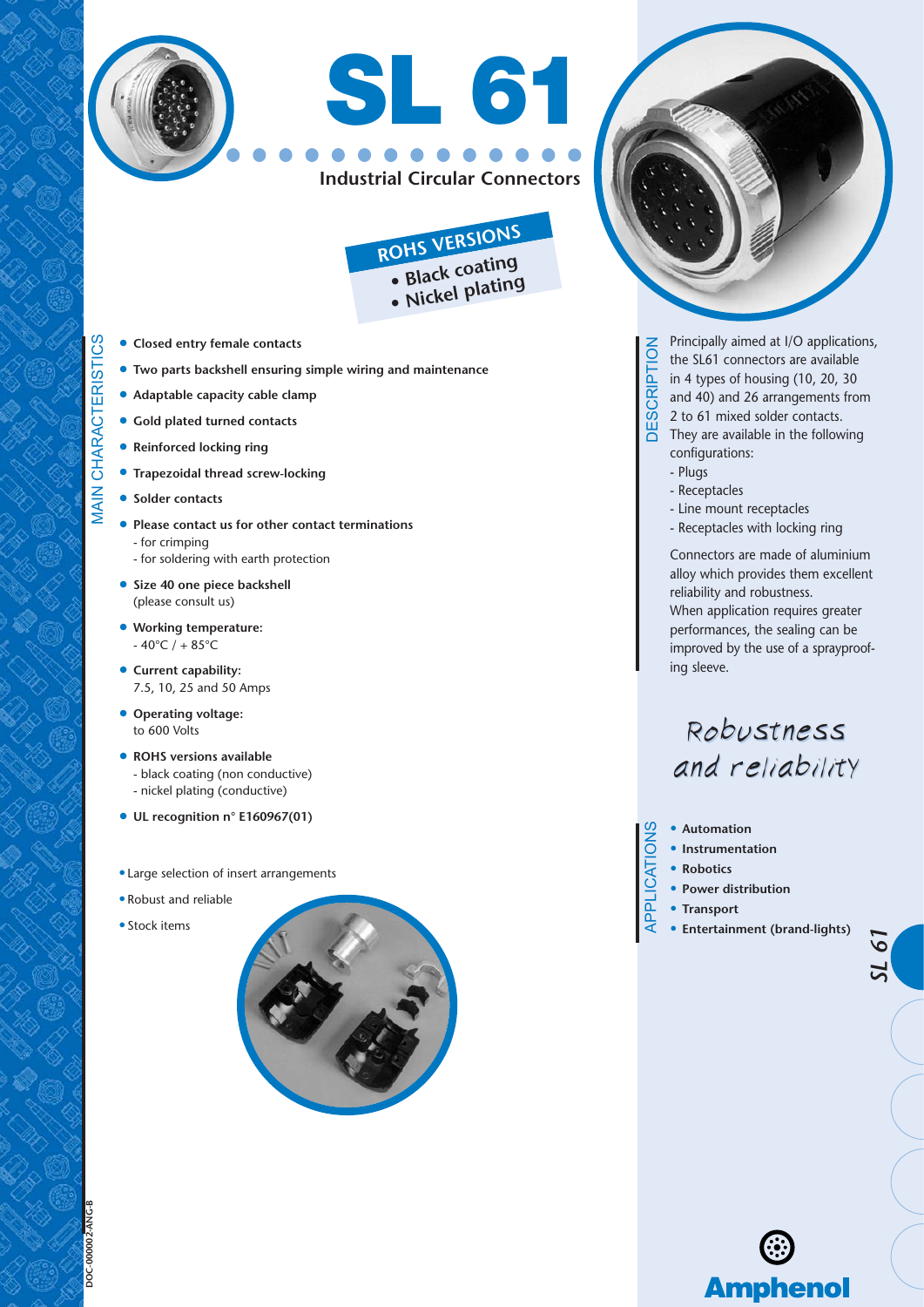# SL 61

## Industrial Circular Connectors

**ROHS VERSIONS**
- Black coating
- Nickel plating

## MAIN CHARACTERISTICS

- **Closed entry female contacts**
- **Two parts backshell ensuring simple wiring and maintenance**
- **Adaptable capacity cable clamp**
- **Gold plated turned contacts**
- **Reinforced locking ring**
- **Trapezoidal thread screw-locking**
- **Solder contacts**
- **Please contact us for other contact terminations**
  - for crimping
  - for soldering with earth protection
- **Size 40 one piece backshell**
  (please consult us)
- **Working temperature:**
  - 40°C / + 85°C
- **Current capability:**
  7.5, 10, 25 and 50 Amps
- **Operating voltage:**
  to 600 Volts
- **ROHS versions available**
  - black coating (non conductive)
  - nickel plating (conductive)
- **UL recognition n° E160967(01)**

- Large selection of insert arrangements
- Robust and reliable
- Stock items

## DESCRIPTION

Principally aimed at I/O applications, the SL61 connectors are available in 4 types of housing (10, 20, 30 and 40) and 26 arrangements from 2 to 61 mixed solder contacts.
They are available in the following configurations:
- Plugs
- Receptacles
- Line mount receptacles
- Receptacles with locking ring

Connectors are made of aluminium alloy which provides them excellent reliability and robustness.
When application requires greater performances, the sealing can be improved by the use of a sprayproofing sleeve.

*Robustness and reliability*

## APPLICATIONS

- **Automation**
- **Instrumentation**
- **Robotics**
- **Power distribution**
- **Transport**
- **Entertainment (brand-lights)**

DOC-000002-ANG-B

Amphenol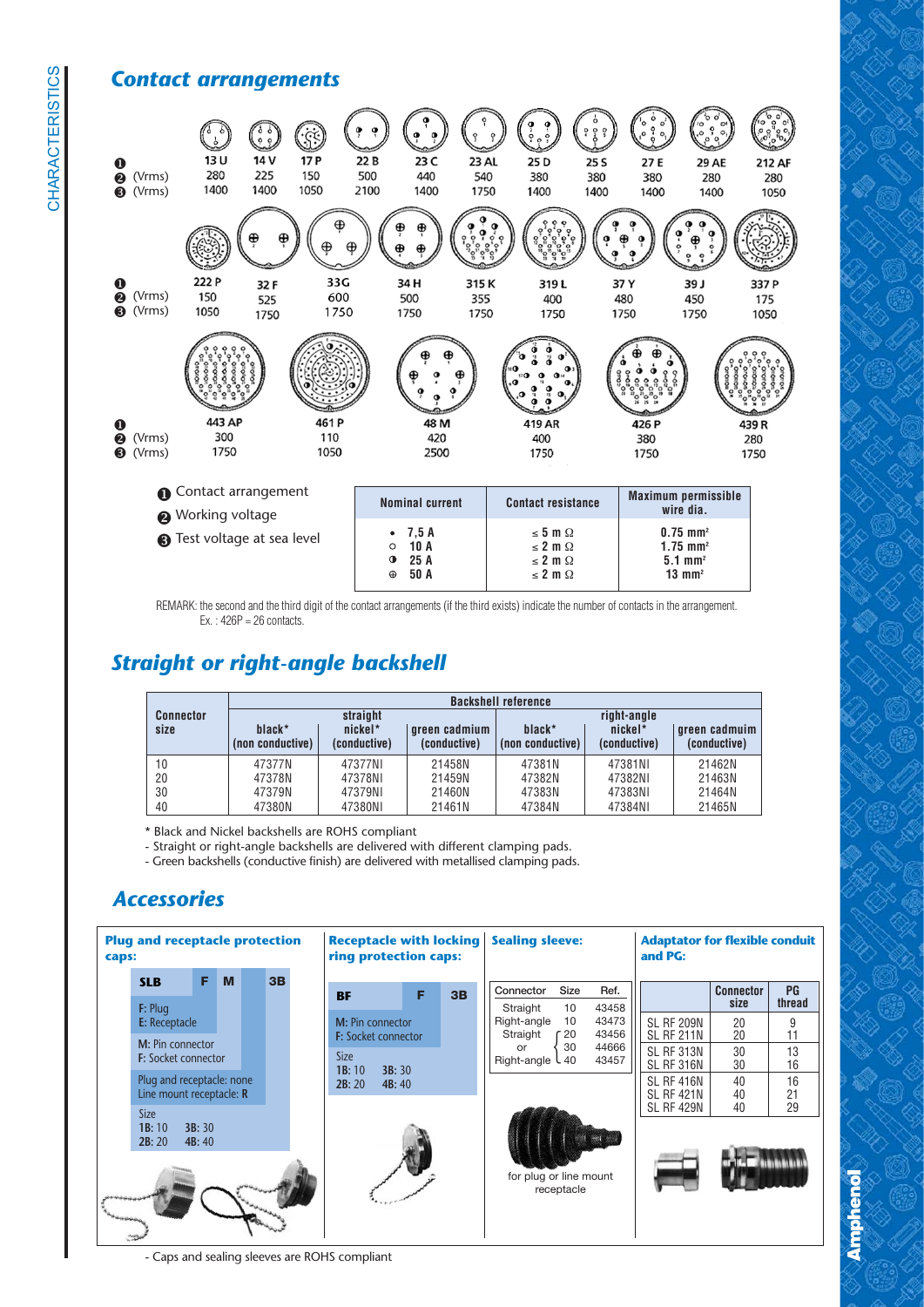## Contact arrangements

| ❶ | 13 U | 14 V | 17 P | 22 B | 23 C | 23 AL | 25 D | 25 S | 27 E | 29 AE | 212 AF |
|---|---|---|---|---|---|---|---|---|---|---|---|
| ❷ (Vrms) | 280 | 225 | 150 | 500 | 440 | 540 | 380 | 380 | 380 | 280 | 280 |
| ❸ (Vrms) | 1400 | 1400 | 1050 | 2100 | 1400 | 1750 | 1400 | 1400 | 1400 | 1400 | 1050 |

| ❶ | 222 P | 32 F | 33G | 34 H | 315 K | 319 L | 37 Y | 39 J | 337 P |
|---|---|---|---|---|---|---|---|---|---|
| ❷ (Vrms) | 150 | 525 | 600 | 500 | 355 | 400 | 480 | 450 | 175 |
| ❸ (Vrms) | 1050 | 1750 | 1750 | 1750 | 1750 | 1750 | 1750 | 1750 | 1050 |

| ❶ | 443 AP | 461 P | 48 M | 419 AR | 426 P | 439 R |
|---|---|---|---|---|---|---|
| ❷ (Vrms) | 300 | 110 | 420 | 400 | 380 | 280 |
| ❸ (Vrms) | 1750 | 1050 | 2500 | 1750 | 1750 | 1750 |

❶ Contact arrangement
❷ Working voltage
❸ Test voltage at sea level

| Nominal current | Contact resistance | Maximum permissible wire dia. |
|---|---|---|
| • 7,5 A | ≤ 5 m Ω | 0.75 mm² |
| ○ 10 A | ≤ 2 m Ω | 1.75 mm² |
| ◑ 25 A | ≤ 2 m Ω | 5.1 mm² |
| ⊕ 50 A | ≤ 2 m Ω | 13 mm² |

REMARK: the second and the third digit of the contact arrangements (if the third exists) indicate the number of contacts in the arrangement.
Ex. : 426P = 26 contacts.

## Straight or right-angle backshell

| Connector size | Backshell reference | | | | | |
|---|---|---|---|---|---|---|
| | straight | | | right-angle | | |
| | black* (non conductive) | nickel* (conductive) | green cadmium (conductive) | black* (non conductive) | nickel* (conductive) | green cadmuim (conductive) |
| 10 | 47377N | 47377NI | 21458N | 47381N | 47381NI | 21462N |
| 20 | 47378N | 47378NI | 21459N | 47382N | 47382NI | 21463N |
| 30 | 47379N | 47379NI | 21460N | 47383N | 47383NI | 21464N |
| 40 | 47380N | 47380NI | 21461N | 47384N | 47384NI | 21465N |

\* Black and Nickel backshells are ROHS compliant
- Straight or right-angle backshells are delivered with different clamping pads.
- Green backshells (conductive finish) are delivered with metallised clamping pads.

## Accessories

**Plug and receptacle protection caps:**

| SLB | F | M | 3B |
|---|---|---|---|

F: Plug
E: Receptacle

M: Pin connector
F: Socket connector

Plug and receptacle: none
Line mount receptacle: **R**

Size
**1B:** 10 **3B:** 30
**2B:** 20 **4B:** 40

**Receptacle with locking ring protection caps:**

| BF | F | 3B |
|---|---|---|

M: Pin connector
F: Socket connector

Size
**1B:** 10 **3B:** 30
**2B:** 20 **4B:** 40

**Sealing sleeve:**

| Connector | Size | Ref. |
|---|---|---|
| Straight | 10 | 43458 |
| Right-angle | 10 | 43473 |
| Straight or Right-angle | 20 | 43456 |
| | 30 | 44666 |
| | 40 | 43457 |

for plug or line mount receptacle

**Adaptator for flexible conduit and PG:**

| | Connector size | PG thread |
|---|---|---|
| SL RF 209N | 20 | 9 |
| SL RF 211N | 20 | 11 |
| SL RF 313N | 30 | 13 |
| SL RF 316N | 30 | 16 |
| SL RF 416N | 40 | 16 |
| SL RF 421N | 40 | 21 |
| SL RF 429N | 40 | 29 |

- Caps and sealing sleeves are ROHS compliant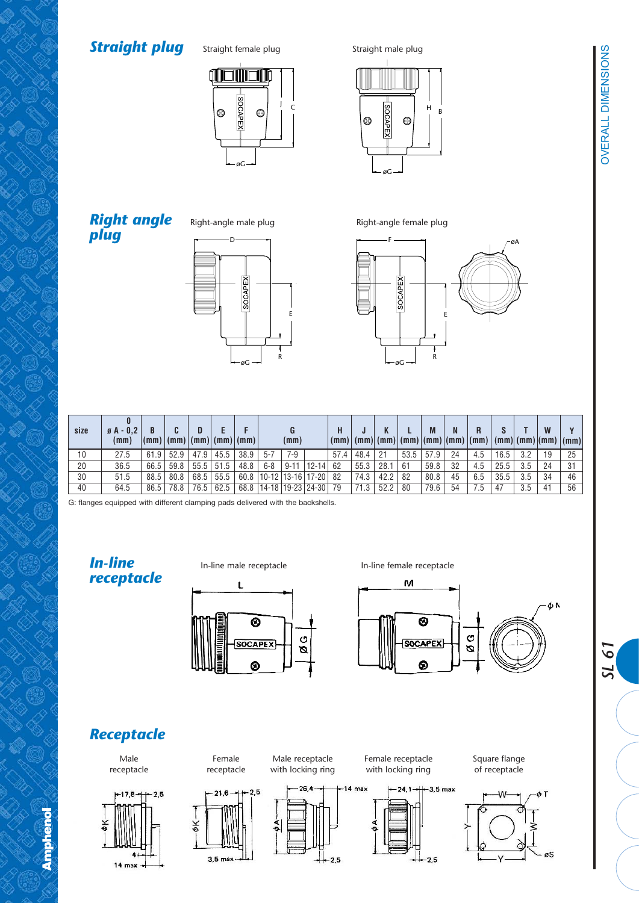## Straight plug

Straight female plug

Straight male plug

## Right angle plug

Right-angle male plug

Right-angle female plug

| size | 0 ø A - 0,2 (mm) | B (mm) | C (mm) | D (mm) | E (mm) | F (mm) | G (mm) | | | H (mm) | J (mm) | K (mm) | L (mm) | M (mm) | N (mm) | R (mm) | S (mm) | T (mm) | W (mm) | Y (mm) |
|---|---|---|---|---|---|---|---|---|---|---|---|---|---|---|---|---|---|---|---|---|
| 10 | 27.5 | 61.9 | 52.9 | 47.9 | 45.5 | 38.9 | 5-7 | 7-9 | | 57.4 | 48.4 | 21 | 53.5 | 57.9 | 24 | 4.5 | 16.5 | 3.2 | 19 | 25 |
| 20 | 36.5 | 66.5 | 59.8 | 55.5 | 51.5 | 48.8 | 6-8 | 9-11 | 12-14 | 62 | 55.3 | 28.1 | 61 | 59.8 | 32 | 4.5 | 25.5 | 3.5 | 24 | 31 |
| 30 | 51.5 | 88.5 | 80.8 | 68.5 | 55.5 | 60.8 | 10-12 | 13-16 | 17-20 | 82 | 74.3 | 42.2 | 82 | 80.8 | 45 | 6.5 | 35.5 | 3.5 | 34 | 46 |
| 40 | 64.5 | 86.5 | 78.8 | 76.5 | 62.5 | 68.8 | 14-18 | 19-23 | 24-30 | 79 | 71.3 | 52.2 | 80 | 79.6 | 54 | 7.5 | 47 | 3.5 | 41 | 56 |

G: flanges equipped with different clamping pads delivered with the backshells.

## In-line receptacle

In-line male receptacle

In-line female receptacle

## Receptacle

Male receptacle

Female receptacle

Male receptacle with locking ring

Female receptacle with locking ring

Square flange of receptacle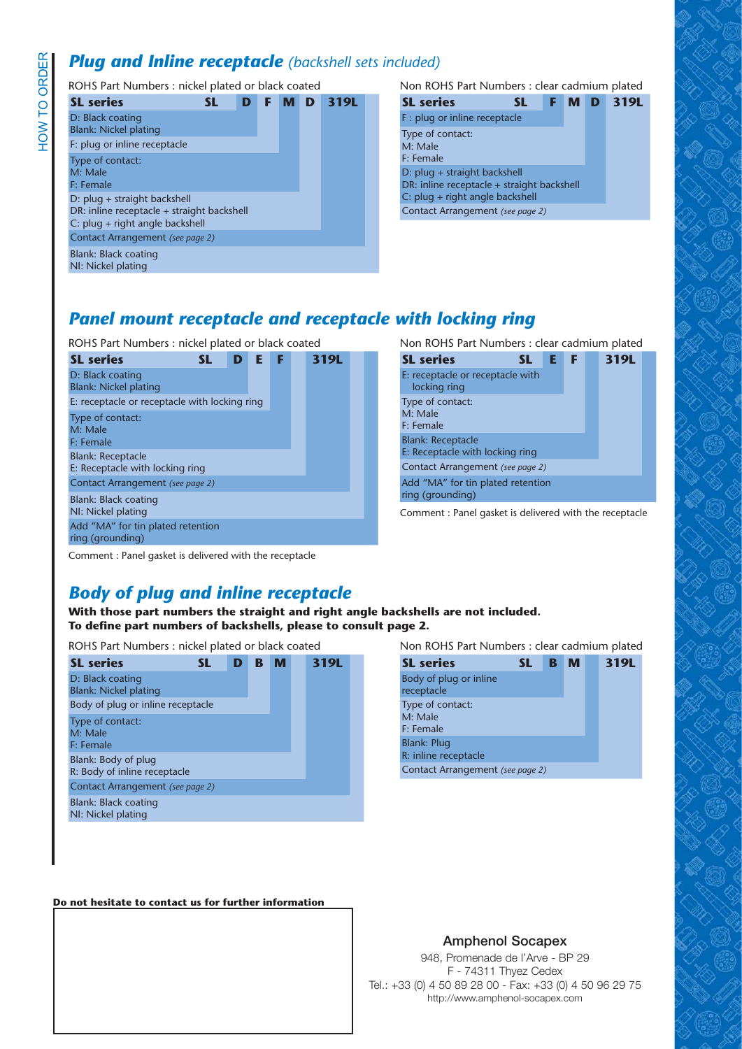HOW TO ORDER

## *Plug and Inline receptacle (backshell sets included)*

ROHS Part Numbers : nickel plated or black coated

| SL series | SL | D | F | M | D | 319L | |
|---|---|---|---|---|---|---|---|
| D: Black coating<br>Blank: Nickel plating | | | | | | | |
| F: plug or inline receptacle | | | | | | | |
| Type of contact:<br>M: Male<br>F: Female | | | | | | | |
| D: plug + straight backshell<br>DR: inline receptacle + straight backshell<br>C: plug + right angle backshell | | | | | | | |
| Contact Arrangement *(see page 2)* | | | | | | | |
| Blank: Black coating<br>NI: Nickel plating | | | | | | | |

Non ROHS Part Numbers : clear cadmium plated

| SL series | SL | F | M | D | 319L |
|---|---|---|---|---|---|
| F : plug or inline receptacle | | | | | |
| Type of contact:<br>M: Male<br>F: Female | | | | | |
| D: plug + straight backshell<br>DR: inline receptacle + straight backshell<br>C: plug + right angle backshell | | | | | |
| Contact Arrangement *(see page 2)* | | | | | |

## *Panel mount receptacle and receptacle with locking ring*

ROHS Part Numbers : nickel plated or black coated

| SL series | SL | D | E | F | | 319L | |
|---|---|---|---|---|---|---|---|
| D: Black coating<br>Blank: Nickel plating | | | | | | | |
| E: receptacle or receptacle with locking ring | | | | | | | |
| Type of contact:<br>M: Male<br>F: Female | | | | | | | |
| Blank: Receptacle<br>E: Receptacle with locking ring | | | | | | | |
| Contact Arrangement *(see page 2)* | | | | | | | |
| Blank: Black coating<br>NI: Nickel plating | | | | | | | |
| Add “MA” for tin plated retention ring (grounding) | | | | | | | |

Comment : Panel gasket is delivered with the receptacle

Non ROHS Part Numbers : clear cadmium plated

| SL series | SL | E | F | | 319L | |
|---|---|---|---|---|---|---|
| E: receptacle or receptacle with locking ring | | | | | | |
| Type of contact:<br>M: Male<br>F: Female | | | | | | |
| Blank: Receptacle<br>E: Receptacle with locking ring | | | | | | |
| Contact Arrangement *(see page 2)* | | | | | | |
| Add “MA” for tin plated retention ring (grounding) | | | | | | |

Comment : Panel gasket is delivered with the receptacle

## *Body of plug and inline receptacle*

**With those part numbers the straight and right angle backshells are not included.**
**To define part numbers of backshells, please to consult page 2.**

ROHS Part Numbers : nickel plated or black coated

| SL series | SL | D | B | M | | 319L | |
|---|---|---|---|---|---|---|---|
| D: Black coating<br>Blank: Nickel plating | | | | | | | |
| Body of plug or inline receptacle | | | | | | | |
| Type of contact:<br>M: Male<br>F: Female | | | | | | | |
| Blank: Body of plug<br>R: Body of inline receptacle | | | | | | | |
| Contact Arrangement *(see page 2)* | | | | | | | |
| Blank: Black coating<br>NI: Nickel plating | | | | | | | |

Non ROHS Part Numbers : clear cadmium plated

| SL series | SL | B | M | | 319L |
|---|---|---|---|---|---|
| Body of plug or inline receptacle | | | | | |
| Type of contact:<br>M: Male<br>F: Female | | | | | |
| Blank: Plug<br>R: inline receptacle | | | | | |
| Contact Arrangement *(see page 2)* | | | | | |

**Do not hesitate to contact us for further information**

Amphenol Socapex
948, Promenade de l'Arve - BP 29
F - 74311 Thyez Cedex
Tel.: +33 (0) 4 50 89 28 00 - Fax: +33 (0) 4 50 96 29 75
http://www.amphenol-socapex.com